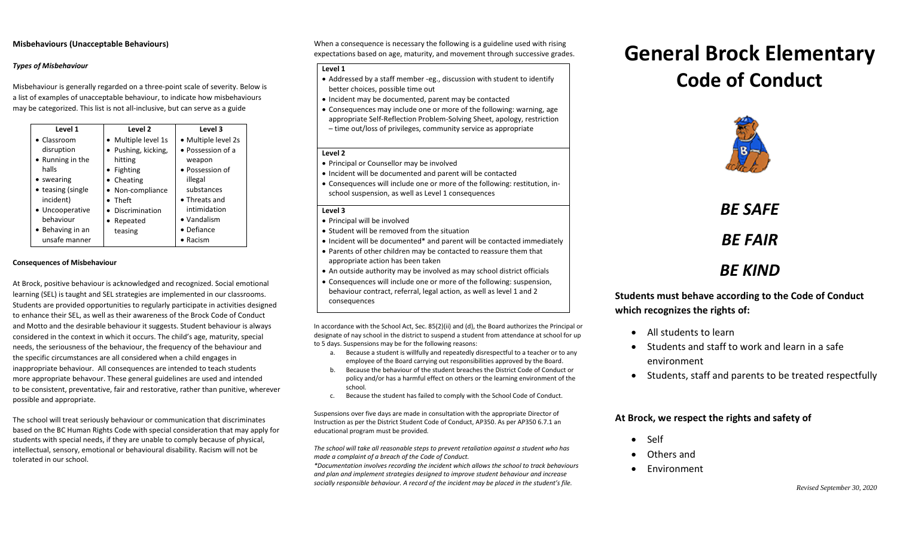**Misbehaviours (Unacceptable Behaviours)**

***Types of Misbehaviour***

Misbehaviour is generally regarded on a three-point scale of severity. Below is a list of examples of unacceptable behaviour, to indicate how misbehaviours may be categorized. This list is not all-inclusive, but can serve as a guide

| Level 1 | Level 2 | Level 3 |
|---|---|---|
| • Classroom disruption<br>• Running in the halls<br>• swearing<br>• teasing (single incident)<br>• Uncooperative behaviour<br>• Behaving in an unsafe manner | • Multiple level 1s<br>• Pushing, kicking, hitting<br>• Fighting<br>• Cheating<br>• Non-compliance<br>• Theft<br>• Discrimination<br>• Repeated teasing | • Multiple level 2s<br>• Possession of a weapon<br>• Possession of illegal substances<br>• Threats and intimidation<br>• Vandalism<br>• Defiance<br>• Racism |

**Consequences of Misbehaviour**

At Brock, positive behaviour is acknowledged and recognized. Social emotional learning (SEL) is taught and SEL strategies are implemented in our classrooms. Students are provided opportunities to regularly participate in activities designed to enhance their SEL, as well as their awareness of the Brock Code of Conduct and Motto and the desirable behaviour it suggests. Student behaviour is always considered in the context in which it occurs. The child's age, maturity, special needs, the seriousness of the behaviour, the frequency of the behaviour and the specific circumstances are all considered when a child engages in inappropriate behaviour. All consequences are intended to teach students more appropriate behavour. These general guidelines are used and intended to be consistent, preventative, fair and restorative, rather than punitive, wherever possible and appropriate.

The school will treat seriously behaviour or communication that discriminates based on the BC Human Rights Code with special consideration that may apply for students with special needs, if they are unable to comply because of physical, intellectual, sensory, emotional or behavioural disability. Racism will not be tolerated in our school.

When a consequence is necessary the following is a guideline used with rising expectations based on age, maturity, and movement through successive grades.

**Level 1**

- Addressed by a staff member -eg., discussion with student to identify better choices, possible time out
- Incident may be documented, parent may be contacted
- Consequences may include one or more of the following: warning, age appropriate Self-Reflection Problem-Solving Sheet, apology, restriction – time out/loss of privileges, community service as appropriate

**Level 2**

- Principal or Counsellor may be involved
- Incident will be documented and parent will be contacted
- Consequences will include one or more of the following: restitution, in-school suspension, as well as Level 1 consequences

**Level 3**

- Principal will be involved
- Student will be removed from the situation
- Incident will be documented* and parent will be contacted immediately
- Parents of other children may be contacted to reassure them that appropriate action has been taken
- An outside authority may be involved as may school district officials
- Consequences will include one or more of the following: suspension, behaviour contract, referral, legal action, as well as level 1 and 2 consequences

In accordance with the School Act, Sec. 85(2)(ii) and (d), the Board authorizes the Principal or designate of nay school in the district to suspend a student from attendance at school for up to 5 days. Suspensions may be for the following reasons:

a. Because a student is willfully and repeatedly disrespectful to a teacher or to any employee of the Board carrying out responsibilities approved by the Board.
b. Because the behaviour of the student breaches the District Code of Conduct or policy and/or has a harmful effect on others or the learning environment of the school.
c. Because the student has failed to comply with the School Code of Conduct.

Suspensions over five days are made in consultation with the appropriate Director of Instruction as per the District Student Code of Conduct, AP350. As per AP350 6.7.1 an educational program must be provided.

*The school will take all reasonable steps to prevent retaliation against a student who has made a complaint of a breach of the Code of Conduct.*

*\*Documentation involves recording the incident which allows the school to track behaviours and plan and implement strategies designed to improve student behaviour and increase socially responsible behaviour. A record of the incident may be placed in the student's file.*

# General Brock Elementary Code of Conduct

## *BE SAFE*

## *BE FAIR*

## *BE KIND*

**Students must behave according to the Code of Conduct which recognizes the rights of:**

- All students to learn
- Students and staff to work and learn in a safe environment
- Students, staff and parents to be treated respectfully

**At Brock, we respect the rights and safety of**

- Self
- Others and
- Environment

*Revised September 30, 2020*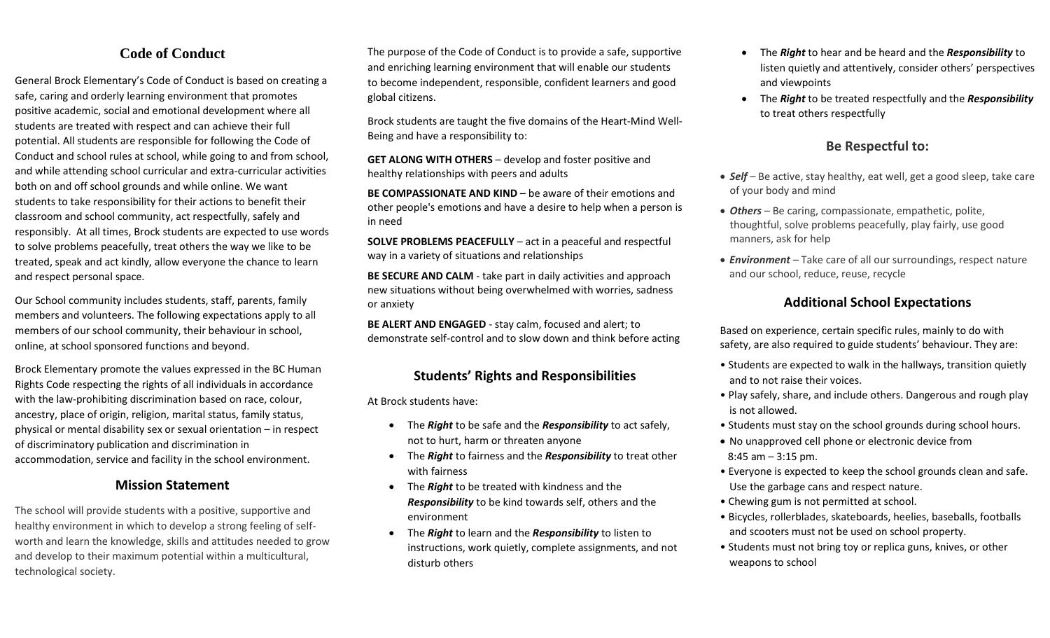## Code of Conduct

General Brock Elementary's Code of Conduct is based on creating a safe, caring and orderly learning environment that promotes positive academic, social and emotional development where all students are treated with respect and can achieve their full potential. All students are responsible for following the Code of Conduct and school rules at school, while going to and from school, and while attending school curricular and extra-curricular activities both on and off school grounds and while online. We want students to take responsibility for their actions to benefit their classroom and school community, act respectfully, safely and responsibly. At all times, Brock students are expected to use words to solve problems peacefully, treat others the way we like to be treated, speak and act kindly, allow everyone the chance to learn and respect personal space.

Our School community includes students, staff, parents, family members and volunteers. The following expectations apply to all members of our school community, their behaviour in school, online, at school sponsored functions and beyond.

Brock Elementary promote the values expressed in the BC Human Rights Code respecting the rights of all individuals in accordance with the law-prohibiting discrimination based on race, colour, ancestry, place of origin, religion, marital status, family status, physical or mental disability sex or sexual orientation – in respect of discriminatory publication and discrimination in accommodation, service and facility in the school environment.

## Mission Statement

The school will provide students with a positive, supportive and healthy environment in which to develop a strong feeling of self-worth and learn the knowledge, skills and attitudes needed to grow and develop to their maximum potential within a multicultural, technological society.

The purpose of the Code of Conduct is to provide a safe, supportive and enriching learning environment that will enable our students to become independent, responsible, confident learners and good global citizens.

Brock students are taught the five domains of the Heart-Mind Well-Being and have a responsibility to:

**GET ALONG WITH OTHERS** – develop and foster positive and healthy relationships with peers and adults

**BE COMPASSIONATE AND KIND** – be aware of their emotions and other people's emotions and have a desire to help when a person is in need

**SOLVE PROBLEMS PEACEFULLY** – act in a peaceful and respectful way in a variety of situations and relationships

**BE SECURE AND CALM** - take part in daily activities and approach new situations without being overwhelmed with worries, sadness or anxiety

**BE ALERT AND ENGAGED** - stay calm, focused and alert; to demonstrate self-control and to slow down and think before acting

## Students' Rights and Responsibilities

At Brock students have:

- The ***Right*** to be safe and the ***Responsibility*** to act safely, not to hurt, harm or threaten anyone
- The ***Right*** to fairness and the ***Responsibility*** to treat other with fairness
- The ***Right*** to be treated with kindness and the ***Responsibility*** to be kind towards self, others and the environment
- The ***Right*** to learn and the ***Responsibility*** to listen to instructions, work quietly, complete assignments, and not disturb others
- The ***Right*** to hear and be heard and the ***Responsibility*** to listen quietly and attentively, consider others' perspectives and viewpoints
- The ***Right*** to be treated respectfully and the ***Responsibility*** to treat others respectfully

## Be Respectful to:

- ***Self*** – Be active, stay healthy, eat well, get a good sleep, take care of your body and mind
- ***Others*** – Be caring, compassionate, empathetic, polite, thoughtful, solve problems peacefully, play fairly, use good manners, ask for help
- ***Environment*** – Take care of all our surroundings, respect nature and our school, reduce, reuse, recycle

## Additional School Expectations

Based on experience, certain specific rules, mainly to do with safety, are also required to guide students' behaviour. They are:

- Students are expected to walk in the hallways, transition quietly and to not raise their voices.
- Play safely, share, and include others. Dangerous and rough play is not allowed.
- Students must stay on the school grounds during school hours.
- No unapproved cell phone or electronic device from 8:45 am – 3:15 pm.
- Everyone is expected to keep the school grounds clean and safe. Use the garbage cans and respect nature.
- Chewing gum is not permitted at school.
- Bicycles, rollerblades, skateboards, heelies, baseballs, footballs and scooters must not be used on school property.
- Students must not bring toy or replica guns, knives, or other weapons to school